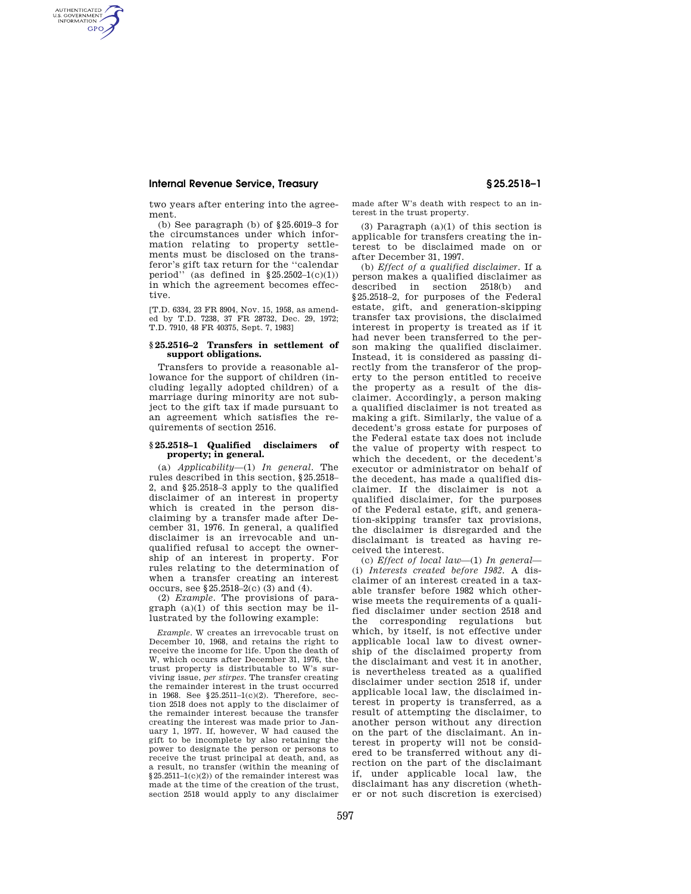two years after entering into the agreement.

(b) See paragraph (b) of §25.6019–3 for the circumstances under which information relating to property settlements must be disclosed on the transferor's gift tax return for the "calendar period" (as defined in §25.2502–1(c)(1)) in which the agreement becomes effective.

[T.D. 6334, 23 FR 8904, Nov. 15, 1958, as amended by T.D. 7238, 37 FR 28732, Dec. 29, 1972; T.D. 7910, 48 FR 40375, Sept. 7, 1983]

### §25.2516–2 Transfers in settlement of support obligations.

Transfers to provide a reasonable allowance for the support of children (including legally adopted children) of a marriage during minority are not subject to the gift tax if made pursuant to an agreement which satisfies the requirements of section 2516.

### §25.2518–1 Qualified disclaimers of property; in general.

(a) *Applicability*—(1) *In general.* The rules described in this section, §25.2518–2, and §25.2518–3 apply to the qualified disclaimer of an interest in property which is created in the person disclaiming by a transfer made after December 31, 1976. In general, a qualified disclaimer is an irrevocable and unqualified refusal to accept the ownership of an interest in property. For rules relating to the determination of when a transfer creating an interest occurs, see §25.2518–2(c) (3) and (4).

(2) *Example.* The provisions of paragraph (a)(1) of this section may be illustrated by the following example:

*Example.* W creates an irrevocable trust on December 10, 1968, and retains the right to receive the income for life. Upon the death of W, which occurs after December 31, 1976, the trust property is distributable to W's surviving issue, *per stirpes*. The transfer creating the remainder interest in the trust occurred in 1968. See §25.2511–1(c)(2). Therefore, section 2518 does not apply to the disclaimer of the remainder interest because the transfer creating the interest was made prior to January 1, 1977. If, however, W had caused the gift to be incomplete by also retaining the power to designate the person or persons to receive the trust principal at death, and, as a result, no transfer (within the meaning of §25.2511–1(c)(2)) of the remainder interest was made at the time of the creation of the trust, section 2518 would apply to any disclaimer made after W's death with respect to an interest in the trust property.

(3) Paragraph (a)(1) of this section is applicable for transfers creating the interest to be disclaimed made on or after December 31, 1997.

(b) *Effect of a qualified disclaimer.* If a person makes a qualified disclaimer as described in section 2518(b) and §25.2518–2, for purposes of the Federal estate, gift, and generation-skipping transfer tax provisions, the disclaimed interest in property is treated as if it had never been transferred to the person making the qualified disclaimer. Instead, it is considered as passing directly from the transferor of the property to the person entitled to receive the property as a result of the disclaimer. Accordingly, a person making a qualified disclaimer is not treated as making a gift. Similarly, the value of a decedent's gross estate for purposes of the Federal estate tax does not include the value of property with respect to which the decedent, or the decedent's executor or administrator on behalf of the decedent, has made a qualified disclaimer. If the disclaimer is not a qualified disclaimer, for the purposes of the Federal estate, gift, and generation-skipping transfer tax provisions, the disclaimer is disregarded and the disclaimant is treated as having received the interest.

(c) *Effect of local law*—(1) *In general*—(i) *Interests created before 1982.* A disclaimer of an interest created in a taxable transfer before 1982 which otherwise meets the requirements of a qualified disclaimer under section 2518 and the corresponding regulations but which, by itself, is not effective under applicable local law to divest ownership of the disclaimed property from the disclaimant and vest it in another, is nevertheless treated as a qualified disclaimer under section 2518 if, under applicable local law, the disclaimed interest in property is transferred, as a result of attempting the disclaimer, to another person without any direction on the part of the disclaimant. An interest in property will not be considered to be transferred without any direction on the part of the disclaimant if, under applicable local law, the disclaimant has any discretion (whether or not such discretion is exercised)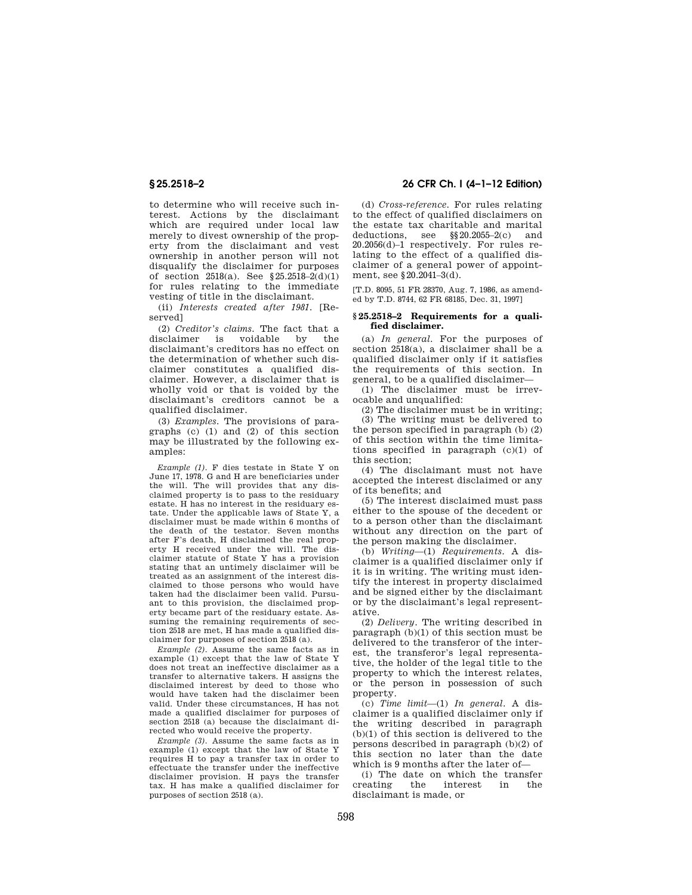to determine who will receive such interest. Actions by the disclaimant which are required under local law merely to divest ownership of the property from the disclaimant and vest ownership in another person will not disqualify the disclaimer for purposes of section 2518(a). See §25.2518–2(d)(1) for rules relating to the immediate vesting of title in the disclaimant.

(ii) *Interests created after 1981.* [Reserved]

(2) *Creditor's claims.* The fact that a disclaimer is voidable by the disclaimant's creditors has no effect on the determination of whether such disclaimer constitutes a qualified disclaimer. However, a disclaimer that is wholly void or that is voided by the disclaimant's creditors cannot be a qualified disclaimer.

(3) *Examples.* The provisions of paragraphs (c) (1) and (2) of this section may be illustrated by the following examples:

*Example (1).* F dies testate in State Y on June 17, 1978. G and H are beneficiaries under the will. The will provides that any disclaimed property is to pass to the residuary estate. H has no interest in the residuary estate. Under the applicable laws of State Y, a disclaimer must be made within 6 months of the death of the testator. Seven months after F's death, H disclaimed the real property H received under the will. The disclaimer statute of State Y has a provision stating that an untimely disclaimer will be treated as an assignment of the interest disclaimed to those persons who would have taken had the disclaimer been valid. Pursuant to this provision, the disclaimed property became part of the residuary estate. Assuming the remaining requirements of section 2518 are met, H has made a qualified disclaimer for purposes of section 2518 (a).

*Example (2).* Assume the same facts as in example (1) except that the law of State Y does not treat an ineffective disclaimer as a transfer to alternative takers. H assigns the disclaimed interest by deed to those who would have taken had the disclaimer been valid. Under these circumstances, H has not made a qualified disclaimer for purposes of section 2518 (a) because the disclaimant directed who would receive the property.

*Example (3).* Assume the same facts as in example (1) except that the law of State Y requires H to pay a transfer tax in order to effectuate the transfer under the ineffective disclaimer provision. H pays the transfer tax. H has make a qualified disclaimer for purposes of section 2518 (a).

(d) *Cross-reference.* For rules relating to the effect of qualified disclaimers on the estate tax charitable and marital deductions, see §§20.2055–2(c) and 20.2056(d)–1 respectively. For rules relating to the effect of a qualified disclaimer of a general power of appointment, see §20.2041–3(d).

[T.D. 8095, 51 FR 28370, Aug. 7, 1986, as amended by T.D. 8744, 62 FR 68185, Dec. 31, 1997]

### §25.2518–2 Requirements for a qualified disclaimer.

(a) *In general.* For the purposes of section 2518(a), a disclaimer shall be a qualified disclaimer only if it satisfies the requirements of this section. In general, to be a qualified disclaimer—

(1) The disclaimer must be irrevocable and unqualified:

(2) The disclaimer must be in writing;

(3) The writing must be delivered to the person specified in paragraph (b) (2) of this section within the time limitations specified in paragraph (c)(1) of this section;

(4) The disclaimant must not have accepted the interest disclaimed or any of its benefits; and

(5) The interest disclaimed must pass either to the spouse of the decedent or to a person other than the disclaimant without any direction on the part of the person making the disclaimer.

(b) *Writing*—(1) *Requirements.* A disclaimer is a qualified disclaimer only if it is in writing. The writing must identify the interest in property disclaimed and be signed either by the disclaimant or by the disclaimant's legal representative.

(2) *Delivery.* The writing described in paragraph (b)(1) of this section must be delivered to the transferor of the interest, the transferor's legal representative, the holder of the legal title to the property to which the interest relates, or the person in possession of such property.

(c) *Time limit*—(1) *In general.* A disclaimer is a qualified disclaimer only if the writing described in paragraph (b)(1) of this section is delivered to the persons described in paragraph (b)(2) of this section no later than the date which is 9 months after the later of—

(i) The date on which the transfer creating the interest in the disclaimant is made, or